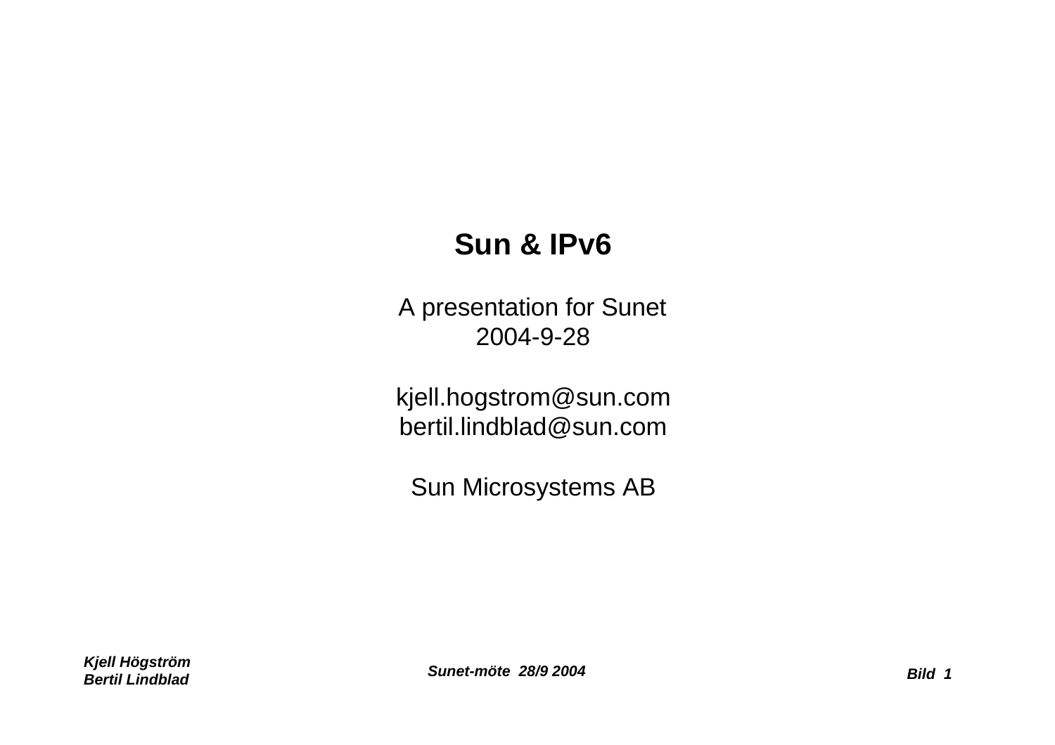# Sun & IPv6

A presentation for Sunet
2004-9-28

kjell.hogstrom@sun.com
bertil.lindblad@sun.com

Sun Microsystems AB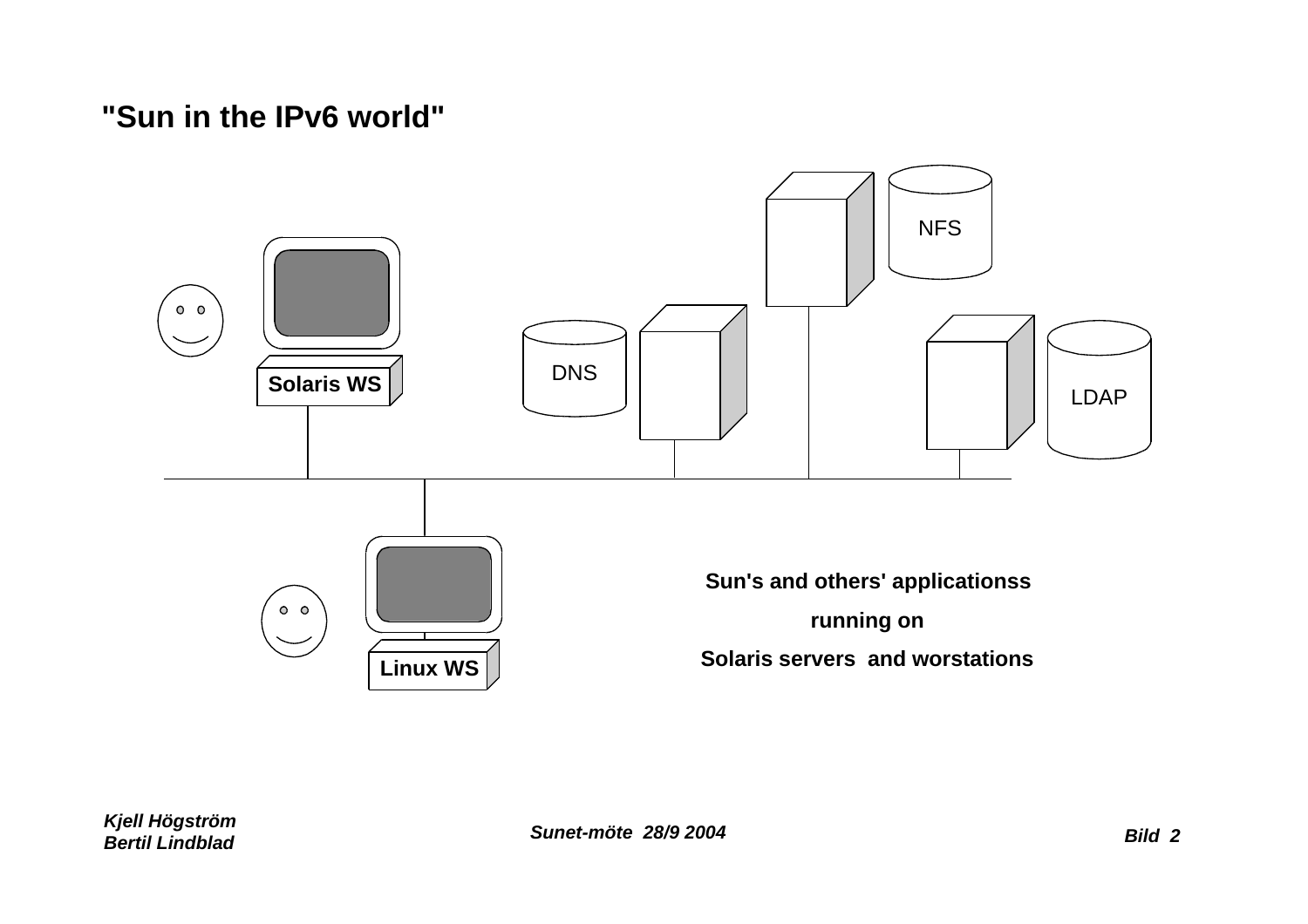# "Sun in the IPv6 world"

NFS

DNS

LDAP

Solaris WS

Linux WS

**Sun's and others' applicationss**

**running on**

**Solaris servers and worstations**

***Kjell Högström***
***Bertil Lindblad***

***Sunet-möte 28/9 2004***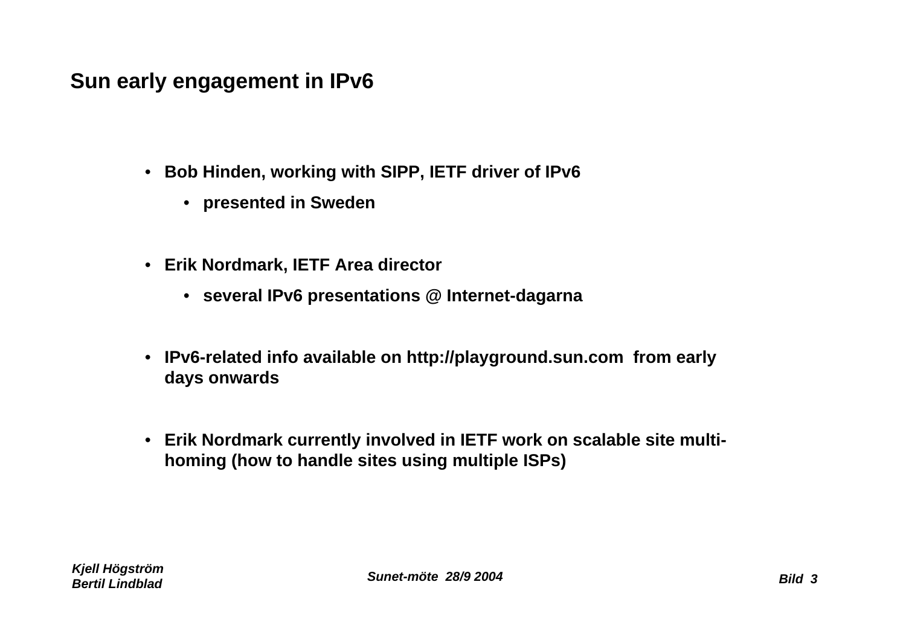# Sun early engagement in IPv6

- **Bob Hinden, working with SIPP, IETF driver of IPv6**
  - **presented in Sweden**

- **Erik Nordmark, IETF Area director**
  - **several IPv6 presentations @ Internet-dagarna**

- **IPv6-related info available on http://playground.sun.com from early days onwards**

- **Erik Nordmark currently involved in IETF work on scalable site multi-homing (how to handle sites using multiple ISPs)**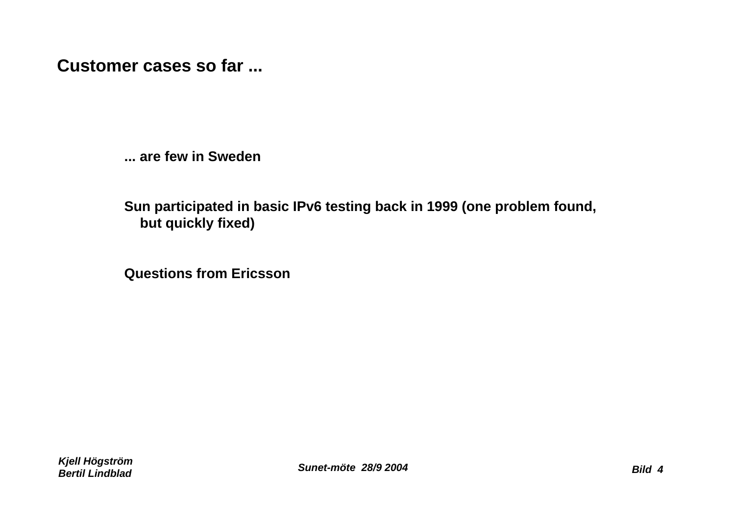## Customer cases so far ...

**... are few in Sweden**

**Sun participated in basic IPv6 testing back in 1999 (one problem found, but quickly fixed)**

**Questions from Ericsson**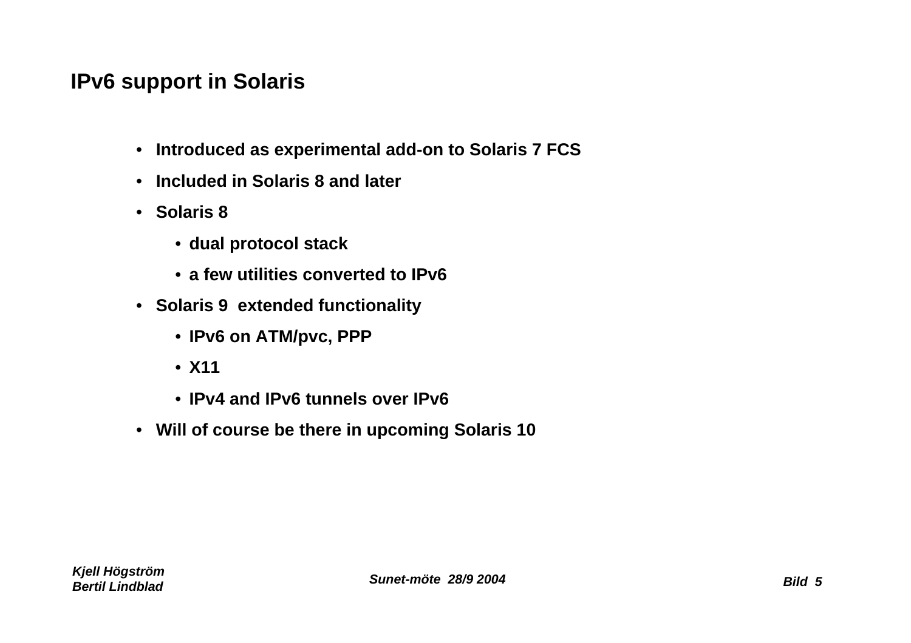## IPv6 support in Solaris

- **Introduced as experimental add-on to Solaris 7 FCS**
- **Included in Solaris 8 and later**
- **Solaris 8**
  - **dual protocol stack**
  - **a few utilities converted to IPv6**
- **Solaris 9 extended functionality**
  - **IPv6 on ATM/pvc, PPP**
  - **X11**
  - **IPv4 and IPv6 tunnels over IPv6**
- **Will of course be there in upcoming Solaris 10**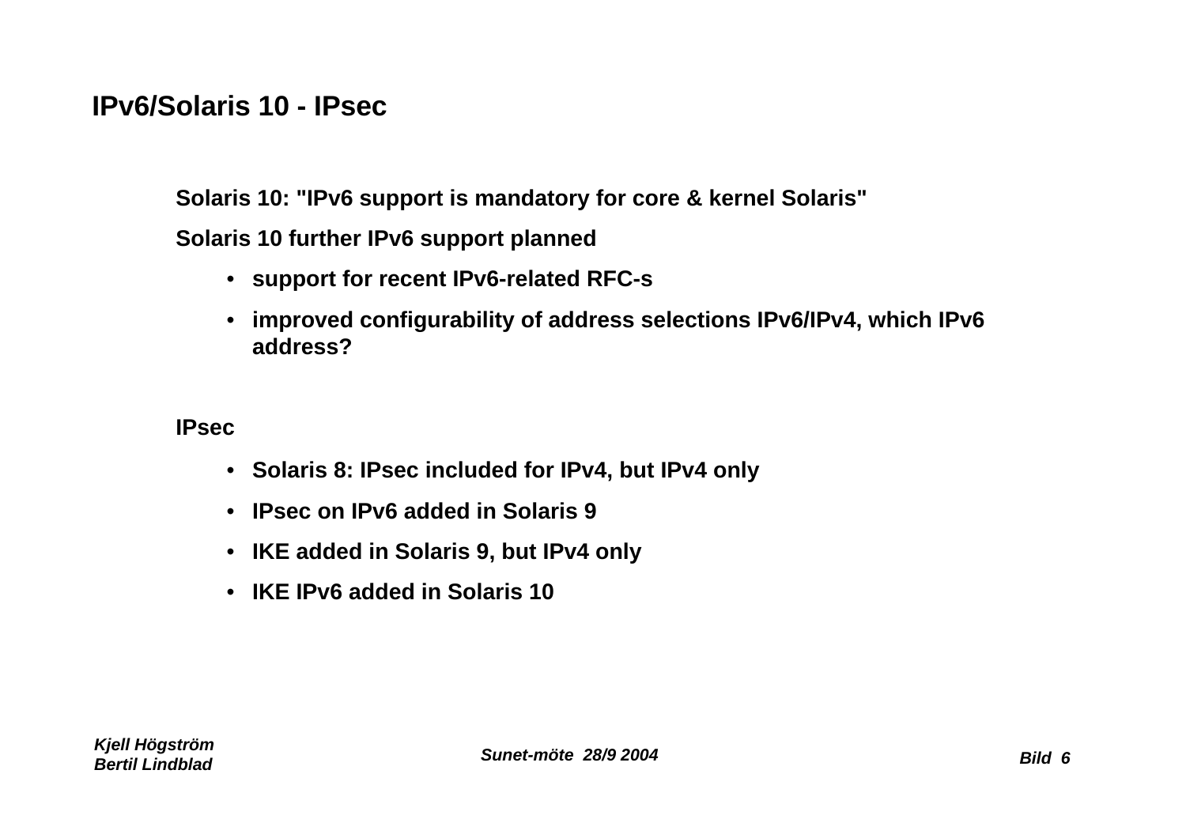# IPv6/Solaris 10 - IPsec

**Solaris 10: "IPv6 support is mandatory for core & kernel Solaris"**

**Solaris 10 further IPv6 support planned**

- **support for recent IPv6-related RFC-s**
- **improved configurability of address selections IPv6/IPv4, which IPv6 address?**

**IPsec**

- **Solaris 8: IPsec included for IPv4, but IPv4 only**
- **IPsec on IPv6 added in Solaris 9**
- **IKE added in Solaris 9, but IPv4 only**
- **IKE IPv6 added in Solaris 10**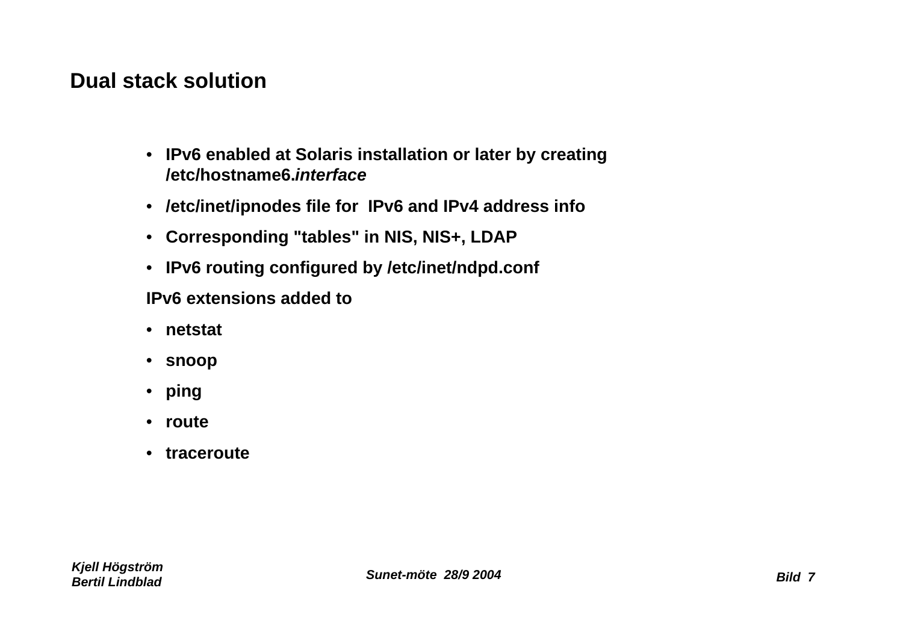## Dual stack solution

- **IPv6 enabled at Solaris installation or later by creating /etc/hostname6.*interface***
- **/etc/inet/ipnodes file for IPv6 and IPv4 address info**
- **Corresponding "tables" in NIS, NIS+, LDAP**
- **IPv6 routing configured by /etc/inet/ndpd.conf**

**IPv6 extensions added to**

- **netstat**
- **snoop**
- **ping**
- **route**
- **traceroute**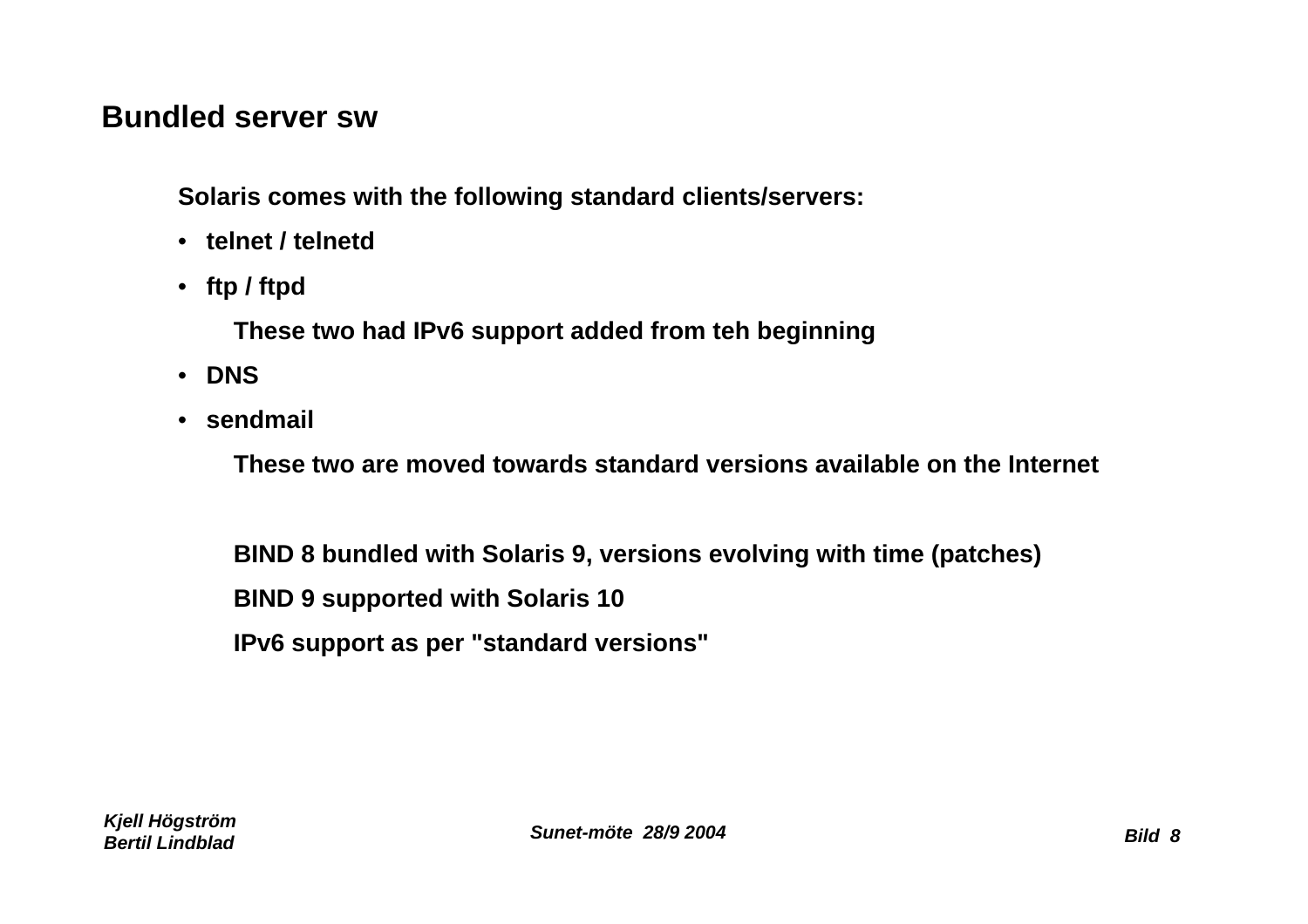## Bundled server sw

**Solaris comes with the following standard clients/servers:**

- **telnet / telnetd**
- **ftp / ftpd**

  **These two had IPv6 support added from teh beginning**

- **DNS**
- **sendmail**

  **These two are moved towards standard versions available on the Internet**

  **BIND 8 bundled with Solaris 9, versions evolving with time (patches)**

  **BIND 9 supported with Solaris 10**

  **IPv6 support as per "standard versions"**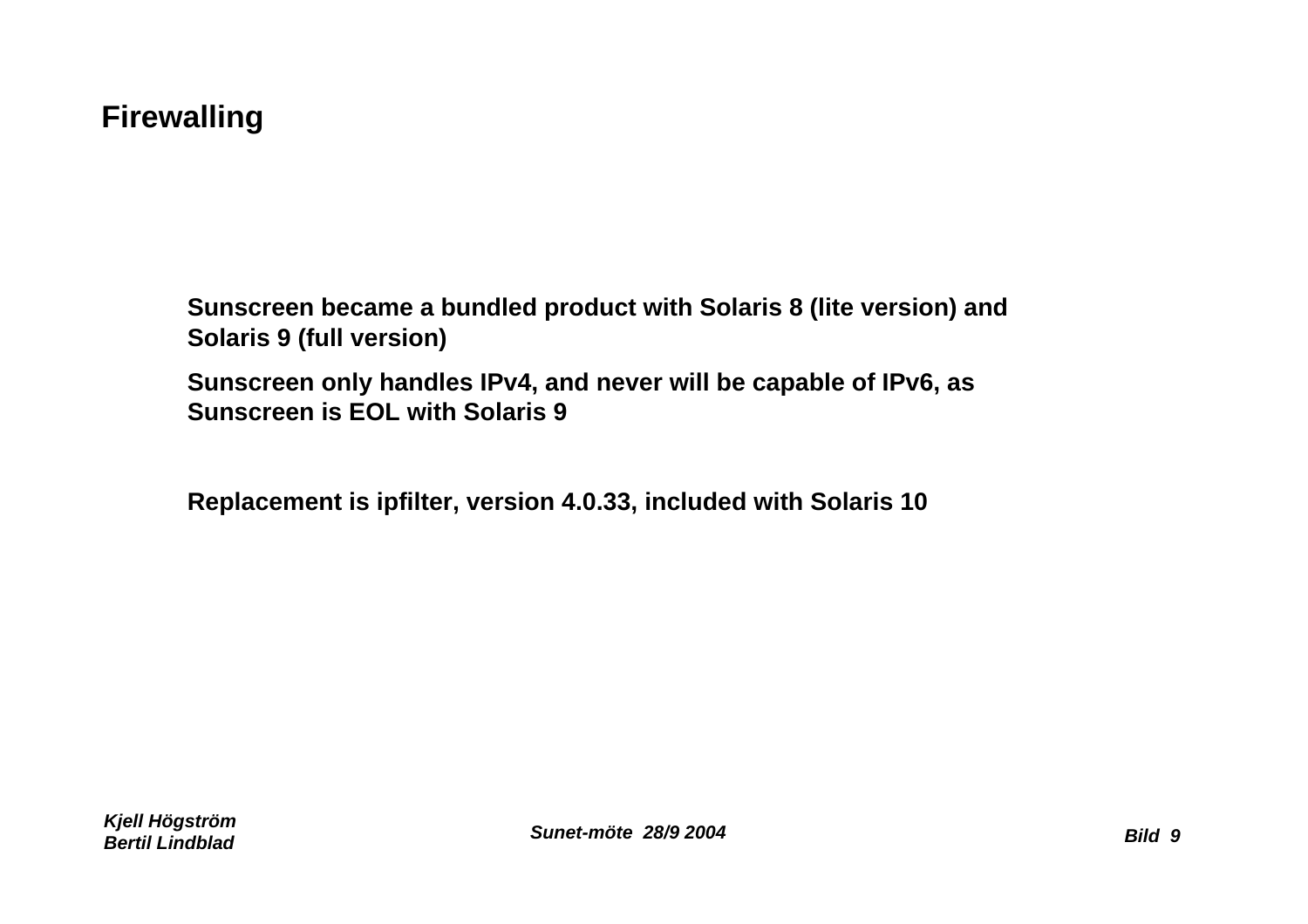# Firewalling

**Sunscreen became a bundled product with Solaris 8 (lite version) and Solaris 9 (full version)**

**Sunscreen only handles IPv4, and never will be capable of IPv6, as Sunscreen is EOL with Solaris 9**

**Replacement is ipfilter, version 4.0.33, included with Solaris 10**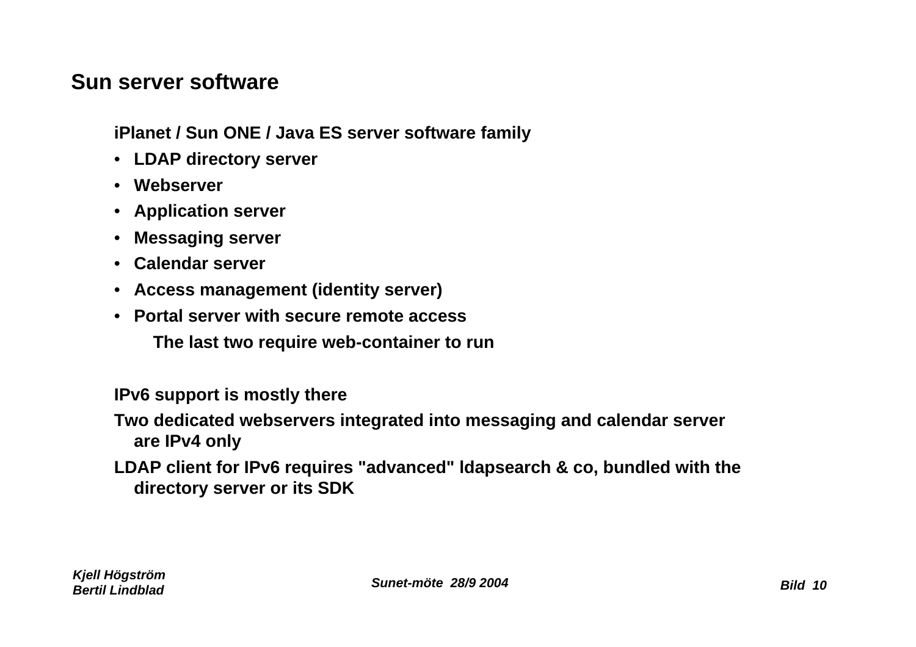## Sun server software

**iPlanet / Sun ONE / Java ES server software family**

- **LDAP directory server**
- **Webserver**
- **Application server**
- **Messaging server**
- **Calendar server**
- **Access management (identity server)**
- **Portal server with secure remote access**

  **The last two require web-container to run**

**IPv6 support is mostly there**

**Two dedicated webservers integrated into messaging and calendar server are IPv4 only**

**LDAP client for IPv6 requires "advanced" ldapsearch & co, bundled with the directory server or its SDK**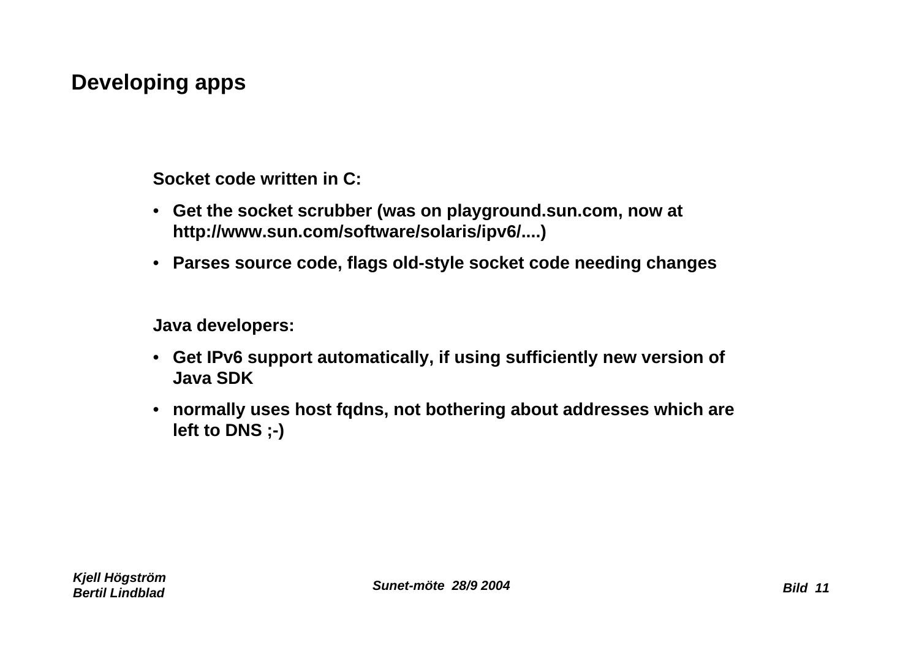# Developing apps

**Socket code written in C:**

- **Get the socket scrubber (was on playground.sun.com, now at http://www.sun.com/software/solaris/ipv6/....)**
- **Parses source code, flags old-style socket code needing changes**

**Java developers:**

- **Get IPv6 support automatically, if using sufficiently new version of Java SDK**
- **normally uses host fqdns, not bothering about addresses which are left to DNS ;-)**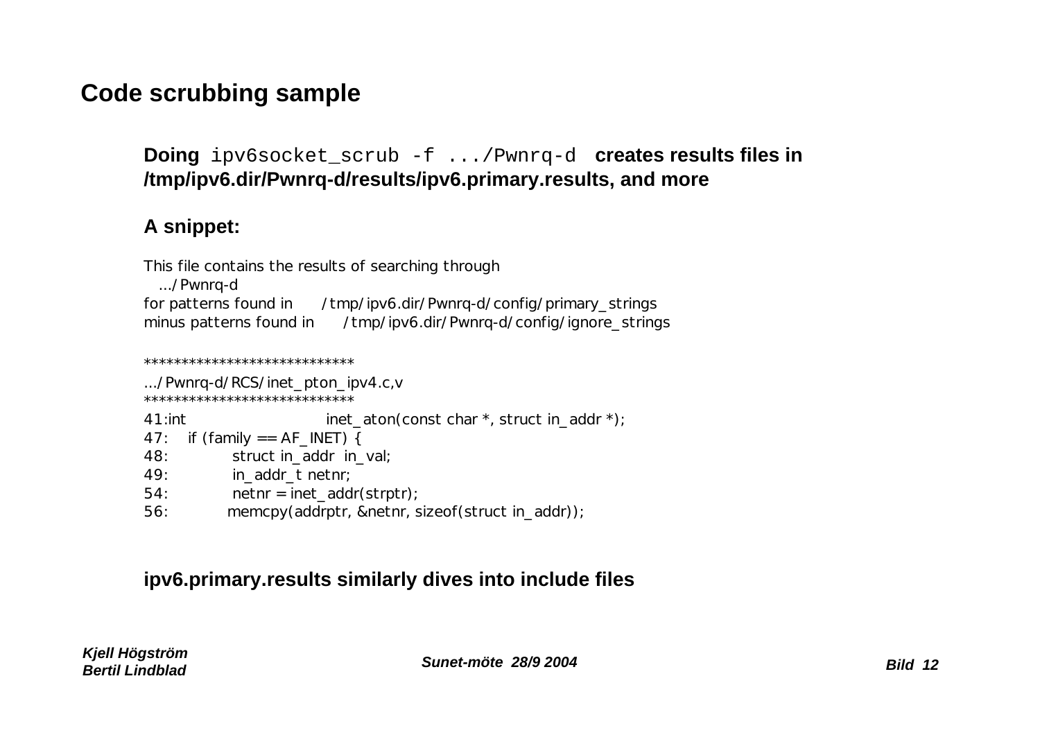# Code scrubbing sample

**Doing** `ipv6socket_scrub -f .../Pwnrq-d` **creates results files in /tmp/ipv6.dir/Pwnrq-d/results/ipv6.primary.results, and more**

**A snippet:**

```
This file contains the results of searching through
   .../Pwnrq-d
for patterns found in      /tmp/ipv6.dir/Pwnrq-d/config/primary_strings
minus patterns found in      /tmp/ipv6.dir/Pwnrq-d/config/ignore_strings

****************************
.../Pwnrq-d/RCS/inet_pton_ipv4.c,v
****************************
41:int                          inet_aton(const char *, struct in_addr *);
47:    if (family == AF_INET) {
48:            struct in_addr  in_val;
49:            in_addr_t netnr;
54:            netnr = inet_addr(strptr);
56:          memcpy(addrptr, &netnr, sizeof(struct in_addr));
```

**ipv6.primary.results similarly dives into include files**